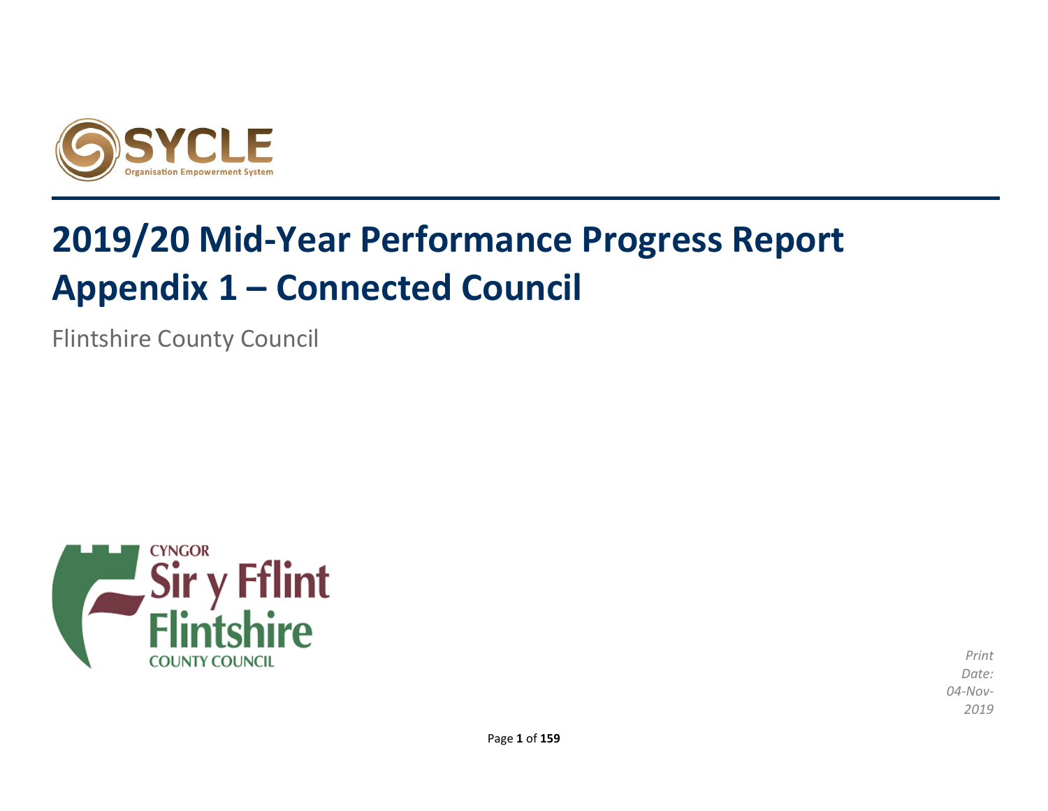SYCLE
Organisation Empowerment System

# 2019/20 Mid-Year Performance Progress Report
# Appendix 1 – Connected Council

Flintshire County Council

CYNGOR
Sir y Fflint
Flintshire
COUNTY COUNCIL

*Print Date: 04-Nov-2019*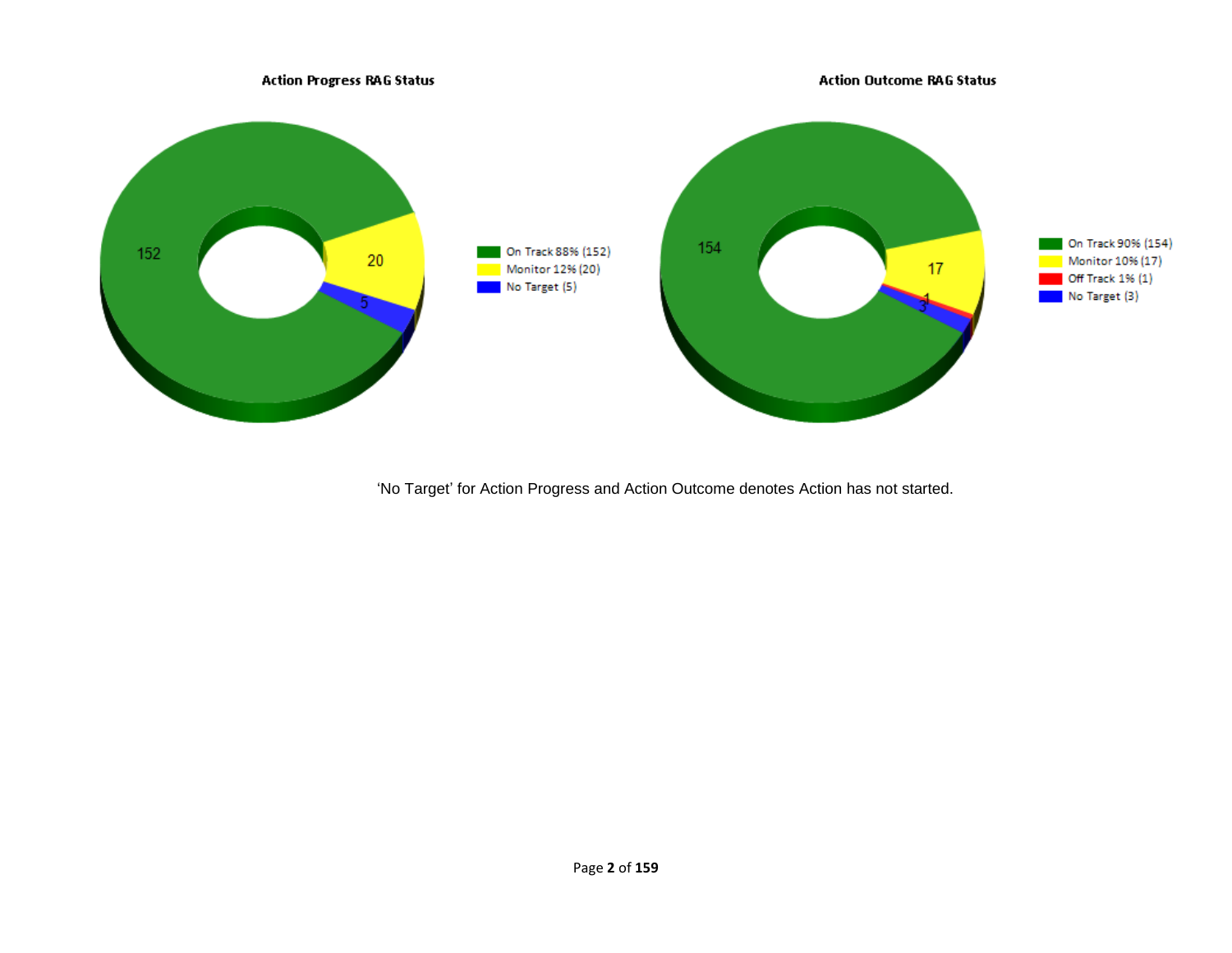**Action Progress RAG Status**

- On Track 88% (152)
- Monitor 12% (20)
- No Target (5)

**Action Outcome RAG Status**

- On Track 90% (154)
- Monitor 10% (17)
- Off Track 1% (1)
- No Target (3)

'No Target' for Action Progress and Action Outcome denotes Action has not started.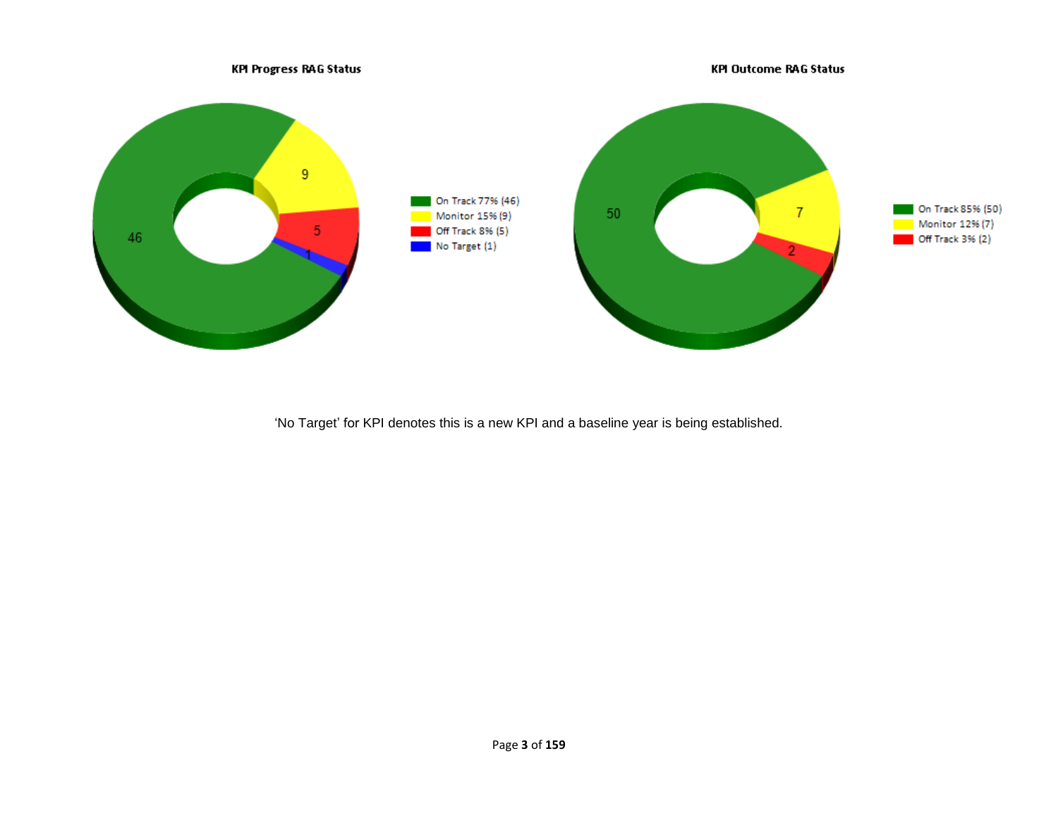**KPI Progress RAG Status**

- On Track 77% (46)
- Monitor 15% (9)
- Off Track 8% (5)
- No Target (1)

**KPI Outcome RAG Status**

- On Track 85% (50)
- Monitor 12% (7)
- Off Track 3% (2)

'No Target' for KPI denotes this is a new KPI and a baseline year is being established.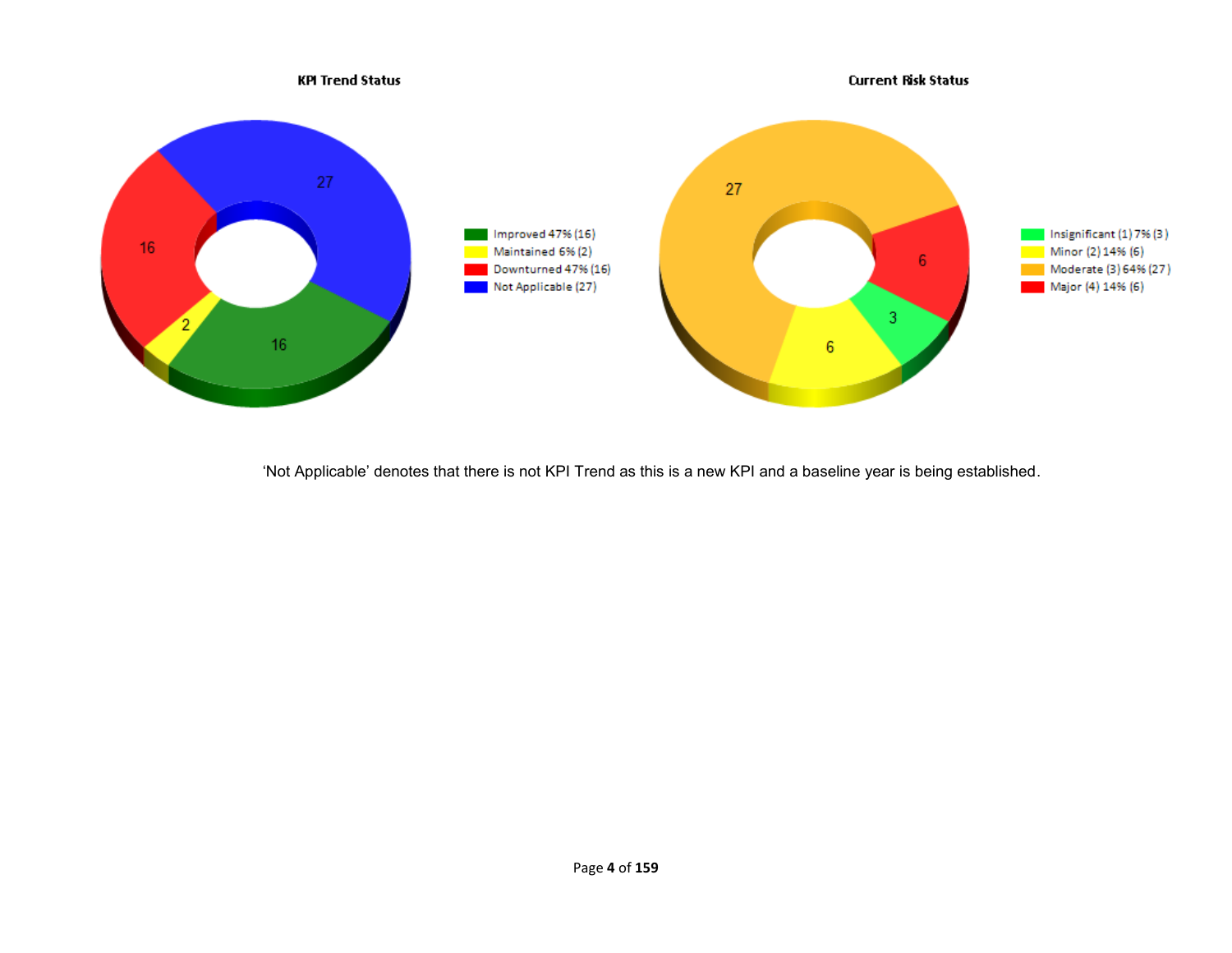**KPI Trend Status**

- Improved 47% (16)
- Maintained 6% (2)
- Downturned 47% (16)
- Not Applicable (27)

**Current Risk Status**

- Insignificant (1) 7% (3 )
- Minor (2) 14% (6)
- Moderate (3) 64% (27 )
- Major (4) 14% (6)

'Not Applicable' denotes that there is not KPI Trend as this is a new KPI and a baseline year is being established.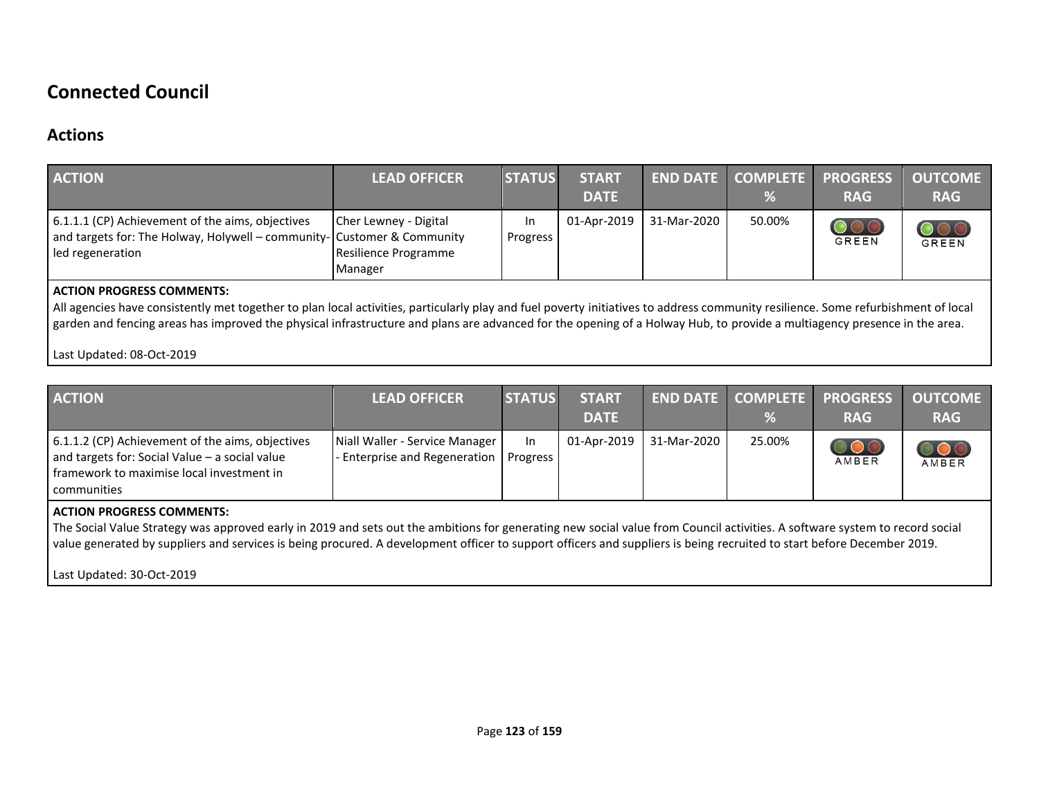# Connected Council

## Actions

| ACTION | LEAD OFFICER | STATUS | START DATE | END DATE | COMPLETE % | PROGRESS RAG | OUTCOME RAG |
|---|---|---|---|---|---|---|---|
| 6.1.1.1 (CP) Achievement of the aims, objectives and targets for: The Holway, Holywell – community-led regeneration | Cher Lewney - Digital Customer & Community Resilience Programme Manager | In Progress | 01-Apr-2019 | 31-Mar-2020 | 50.00% | GREEN | GREEN |

**ACTION PROGRESS COMMENTS:**

All agencies have consistently met together to plan local activities, particularly play and fuel poverty initiatives to address community resilience. Some refurbishment of local garden and fencing areas has improved the physical infrastructure and plans are advanced for the opening of a Holway Hub, to provide a multiagency presence in the area.

Last Updated: 08-Oct-2019

| ACTION | LEAD OFFICER | STATUS | START DATE | END DATE | COMPLETE % | PROGRESS RAG | OUTCOME RAG |
|---|---|---|---|---|---|---|---|
| 6.1.1.2 (CP) Achievement of the aims, objectives and targets for: Social Value – a social value framework to maximise local investment in communities | Niall Waller - Service Manager - Enterprise and Regeneration | In Progress | 01-Apr-2019 | 31-Mar-2020 | 25.00% | AMBER | AMBER |

**ACTION PROGRESS COMMENTS:**

The Social Value Strategy was approved early in 2019 and sets out the ambitions for generating new social value from Council activities. A software system to record social value generated by suppliers and services is being procured. A development officer to support officers and suppliers is being recruited to start before December 2019.

Last Updated: 30-Oct-2019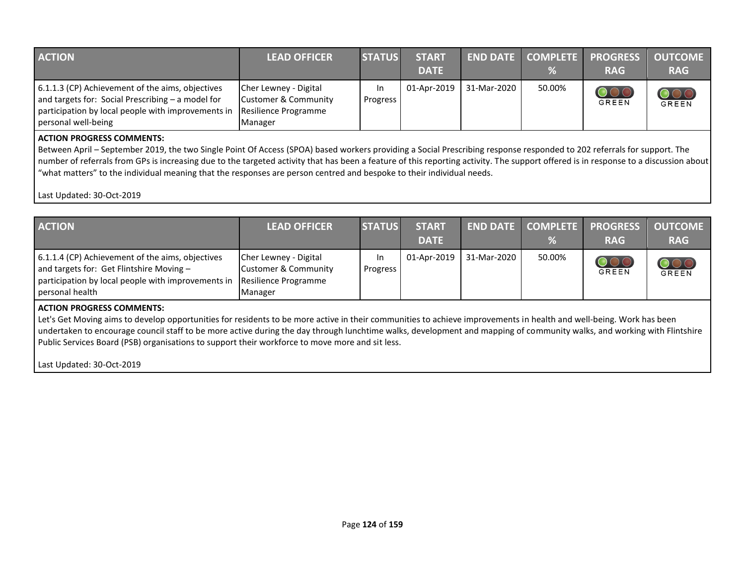| ACTION | LEAD OFFICER | STATUS | START DATE | END DATE | COMPLETE % | PROGRESS RAG | OUTCOME RAG |
|---|---|---|---|---|---|---|---|
| 6.1.1.3 (CP) Achievement of the aims, objectives and targets for: Social Prescribing – a model for participation by local people with improvements in personal well-being | Cher Lewney - Digital Customer & Community Resilience Programme Manager | In Progress | 01-Apr-2019 | 31-Mar-2020 | 50.00% | GREEN | GREEN |

**ACTION PROGRESS COMMENTS:**

Between April – September 2019, the two Single Point Of Access (SPOA) based workers providing a Social Prescribing response responded to 202 referrals for support. The number of referrals from GPs is increasing due to the targeted activity that has been a feature of this reporting activity. The support offered is in response to a discussion about "what matters" to the individual meaning that the responses are person centred and bespoke to their individual needs.

Last Updated: 30-Oct-2019

| ACTION | LEAD OFFICER | STATUS | START DATE | END DATE | COMPLETE % | PROGRESS RAG | OUTCOME RAG |
|---|---|---|---|---|---|---|---|
| 6.1.1.4 (CP) Achievement of the aims, objectives and targets for: Get Flintshire Moving – participation by local people with improvements in personal health | Cher Lewney - Digital Customer & Community Resilience Programme Manager | In Progress | 01-Apr-2019 | 31-Mar-2020 | 50.00% | GREEN | GREEN |

**ACTION PROGRESS COMMENTS:**

Let's Get Moving aims to develop opportunities for residents to be more active in their communities to achieve improvements in health and well-being. Work has been undertaken to encourage council staff to be more active during the day through lunchtime walks, development and mapping of community walks, and working with Flintshire Public Services Board (PSB) organisations to support their workforce to move more and sit less.

Last Updated: 30-Oct-2019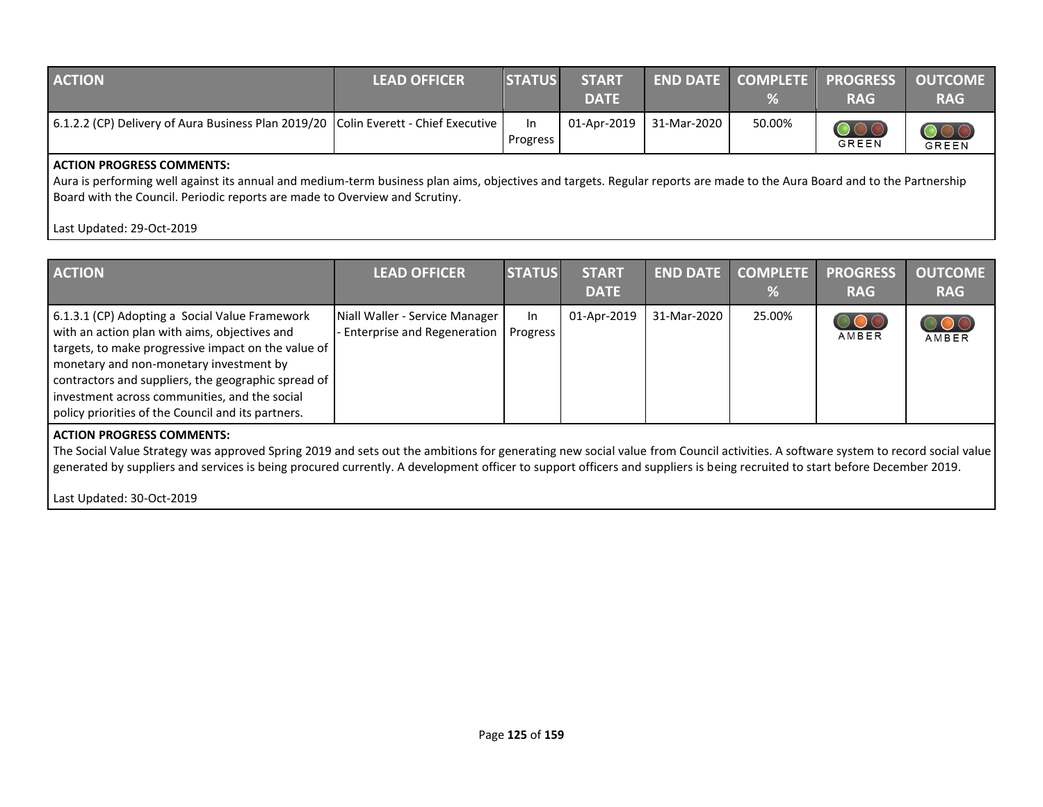| ACTION | LEAD OFFICER | STATUS | START DATE | END DATE | COMPLETE % | PROGRESS RAG | OUTCOME RAG |
|---|---|---|---|---|---|---|---|
| 6.1.2.2 (CP) Delivery of Aura Business Plan 2019/20 | Colin Everett - Chief Executive | In Progress | 01-Apr-2019 | 31-Mar-2020 | 50.00% | GREEN | GREEN |

**ACTION PROGRESS COMMENTS:**
Aura is performing well against its annual and medium-term business plan aims, objectives and targets. Regular reports are made to the Aura Board and to the Partnership Board with the Council. Periodic reports are made to Overview and Scrutiny.

Last Updated: 29-Oct-2019

| ACTION | LEAD OFFICER | STATUS | START DATE | END DATE | COMPLETE % | PROGRESS RAG | OUTCOME RAG |
|---|---|---|---|---|---|---|---|
| 6.1.3.1 (CP) Adopting a Social Value Framework with an action plan with aims, objectives and targets, to make progressive impact on the value of monetary and non-monetary investment by contractors and suppliers, the geographic spread of investment across communities, and the social policy priorities of the Council and its partners. | Niall Waller - Service Manager - Enterprise and Regeneration | In Progress | 01-Apr-2019 | 31-Mar-2020 | 25.00% | AMBER | AMBER |

**ACTION PROGRESS COMMENTS:**
The Social Value Strategy was approved Spring 2019 and sets out the ambitions for generating new social value from Council activities. A software system to record social value generated by suppliers and services is being procured currently. A development officer to support officers and suppliers is being recruited to start before December 2019.

Last Updated: 30-Oct-2019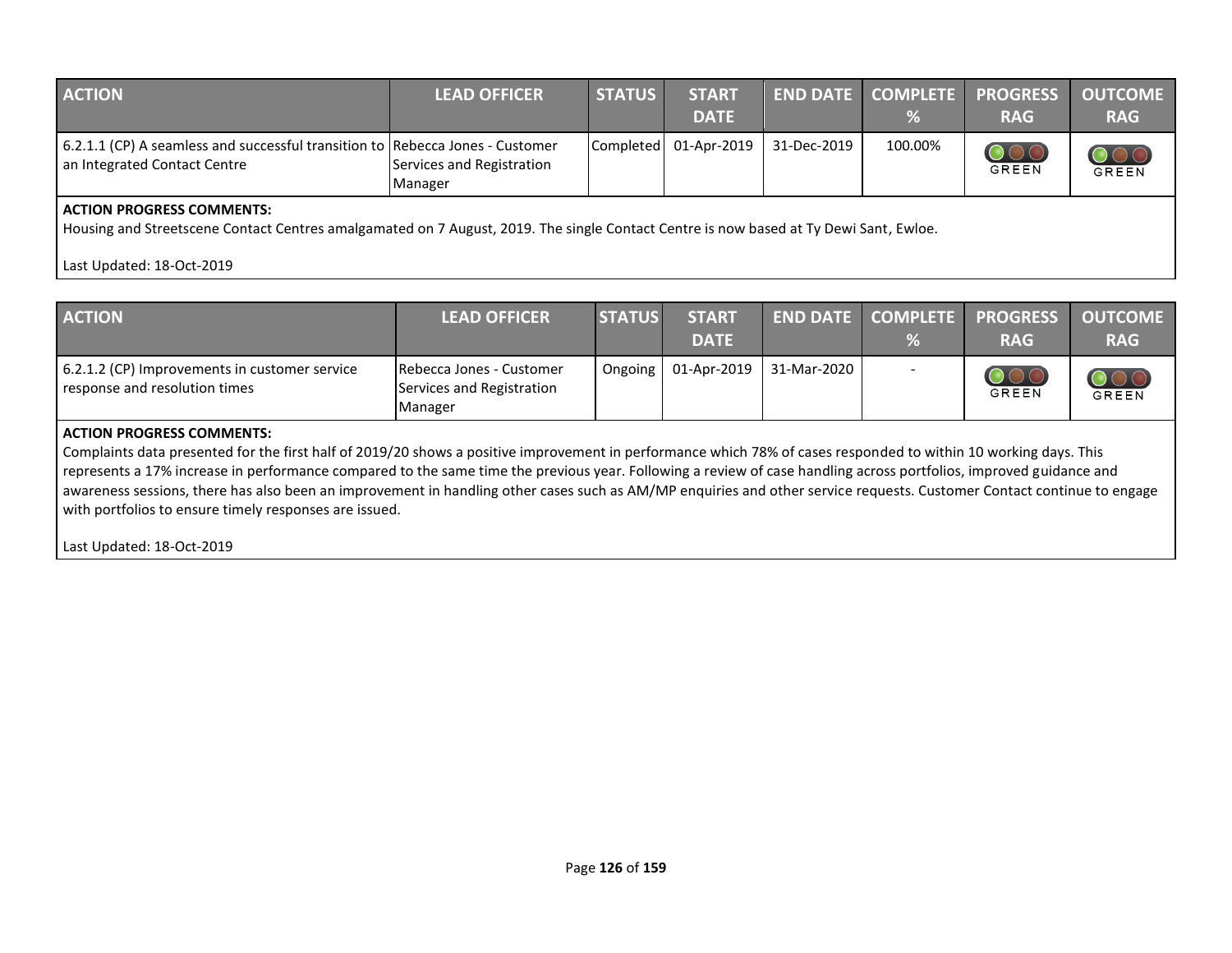| ACTION | LEAD OFFICER | STATUS | START DATE | END DATE | COMPLETE % | PROGRESS RAG | OUTCOME RAG |
|---|---|---|---|---|---|---|---|
| 6.2.1.1 (CP) A seamless and successful transition to an Integrated Contact Centre | Rebecca Jones - Customer Services and Registration Manager | Completed | 01-Apr-2019 | 31-Dec-2019 | 100.00% | GREEN | GREEN |

**ACTION PROGRESS COMMENTS:**

Housing and Streetscene Contact Centres amalgamated on 7 August, 2019. The single Contact Centre is now based at Ty Dewi Sant, Ewloe.

Last Updated: 18-Oct-2019

| ACTION | LEAD OFFICER | STATUS | START DATE | END DATE | COMPLETE % | PROGRESS RAG | OUTCOME RAG |
|---|---|---|---|---|---|---|---|
| 6.2.1.2 (CP) Improvements in customer service response and resolution times | Rebecca Jones - Customer Services and Registration Manager | Ongoing | 01-Apr-2019 | 31-Mar-2020 | - | GREEN | GREEN |

**ACTION PROGRESS COMMENTS:**

Complaints data presented for the first half of 2019/20 shows a positive improvement in performance which 78% of cases responded to within 10 working days. This represents a 17% increase in performance compared to the same time the previous year. Following a review of case handling across portfolios, improved guidance and awareness sessions, there has also been an improvement in handling other cases such as AM/MP enquiries and other service requests. Customer Contact continue to engage with portfolios to ensure timely responses are issued.

Last Updated: 18-Oct-2019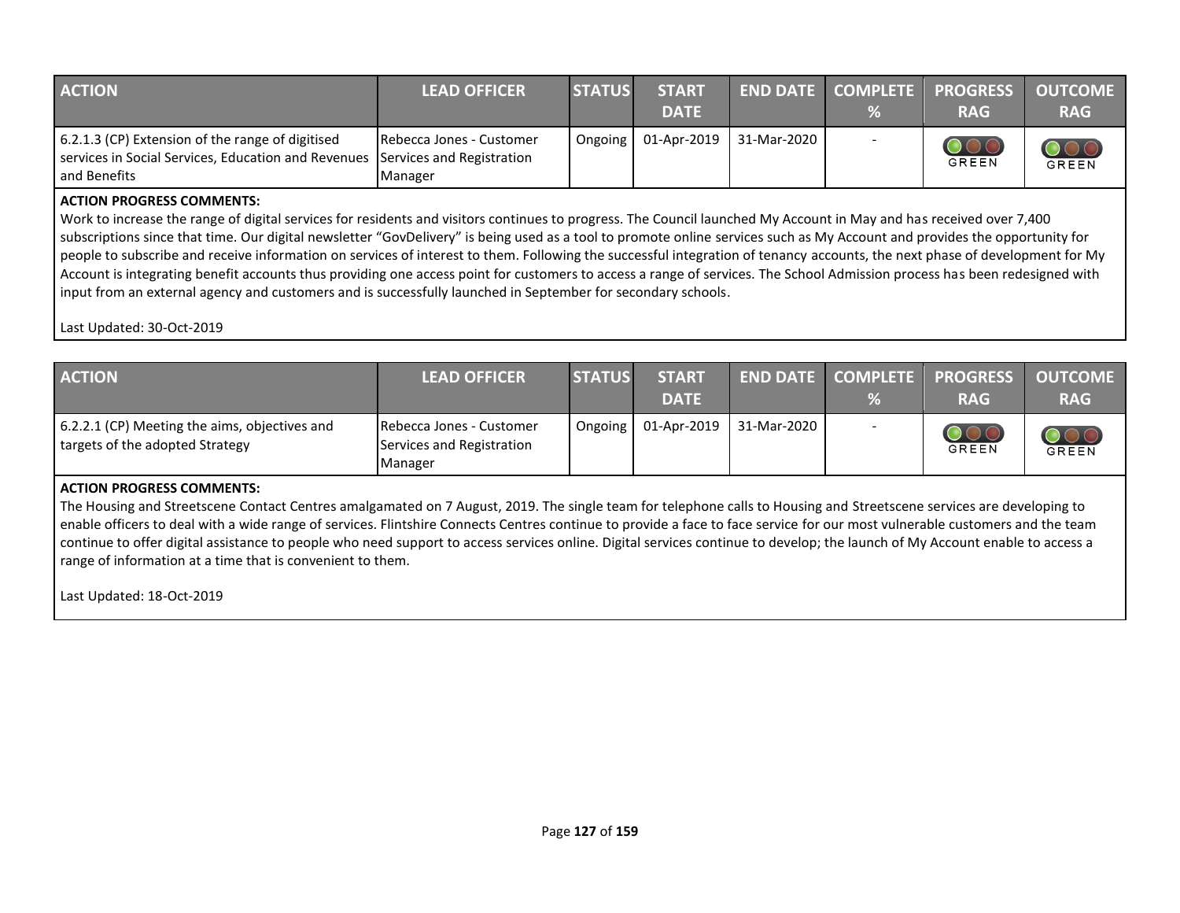| ACTION | LEAD OFFICER | STATUS | START DATE | END DATE | COMPLETE % | PROGRESS RAG | OUTCOME RAG |
|---|---|---|---|---|---|---|---|
| 6.2.1.3 (CP) Extension of the range of digitised services in Social Services, Education and Revenues and Benefits | Rebecca Jones - Customer Services and Registration Manager | Ongoing | 01-Apr-2019 | 31-Mar-2020 | - | GREEN | GREEN |

**ACTION PROGRESS COMMENTS:**

Work to increase the range of digital services for residents and visitors continues to progress. The Council launched My Account in May and has received over 7,400 subscriptions since that time. Our digital newsletter "GovDelivery" is being used as a tool to promote online services such as My Account and provides the opportunity for people to subscribe and receive information on services of interest to them. Following the successful integration of tenancy accounts, the next phase of development for My Account is integrating benefit accounts thus providing one access point for customers to access a range of services. The School Admission process has been redesigned with input from an external agency and customers and is successfully launched in September for secondary schools.

Last Updated: 30-Oct-2019

| ACTION | LEAD OFFICER | STATUS | START DATE | END DATE | COMPLETE % | PROGRESS RAG | OUTCOME RAG |
|---|---|---|---|---|---|---|---|
| 6.2.2.1 (CP) Meeting the aims, objectives and targets of the adopted Strategy | Rebecca Jones - Customer Services and Registration Manager | Ongoing | 01-Apr-2019 | 31-Mar-2020 | - | GREEN | GREEN |

**ACTION PROGRESS COMMENTS:**

The Housing and Streetscene Contact Centres amalgamated on 7 August, 2019. The single team for telephone calls to Housing and Streetscene services are developing to enable officers to deal with a wide range of services. Flintshire Connects Centres continue to provide a face to face service for our most vulnerable customers and the team continue to offer digital assistance to people who need support to access services online. Digital services continue to develop; the launch of My Account enable to access a range of information at a time that is convenient to them.

Last Updated: 18-Oct-2019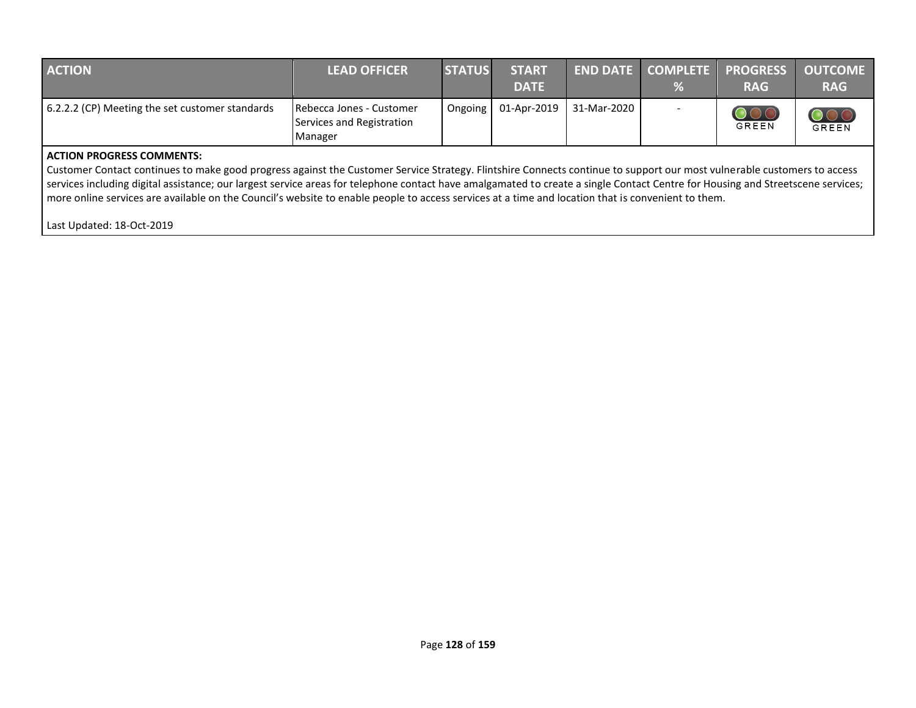| ACTION | LEAD OFFICER | STATUS | START DATE | END DATE | COMPLETE % | PROGRESS RAG | OUTCOME RAG |
|---|---|---|---|---|---|---|---|
| 6.2.2.2 (CP) Meeting the set customer standards | Rebecca Jones - Customer Services and Registration Manager | Ongoing | 01-Apr-2019 | 31-Mar-2020 | - | GREEN | GREEN |

**ACTION PROGRESS COMMENTS:**
Customer Contact continues to make good progress against the Customer Service Strategy. Flintshire Connects continue to support our most vulnerable customers to access services including digital assistance; our largest service areas for telephone contact have amalgamated to create a single Contact Centre for Housing and Streetscene services; more online services are available on the Council's website to enable people to access services at a time and location that is convenient to them.

Last Updated: 18-Oct-2019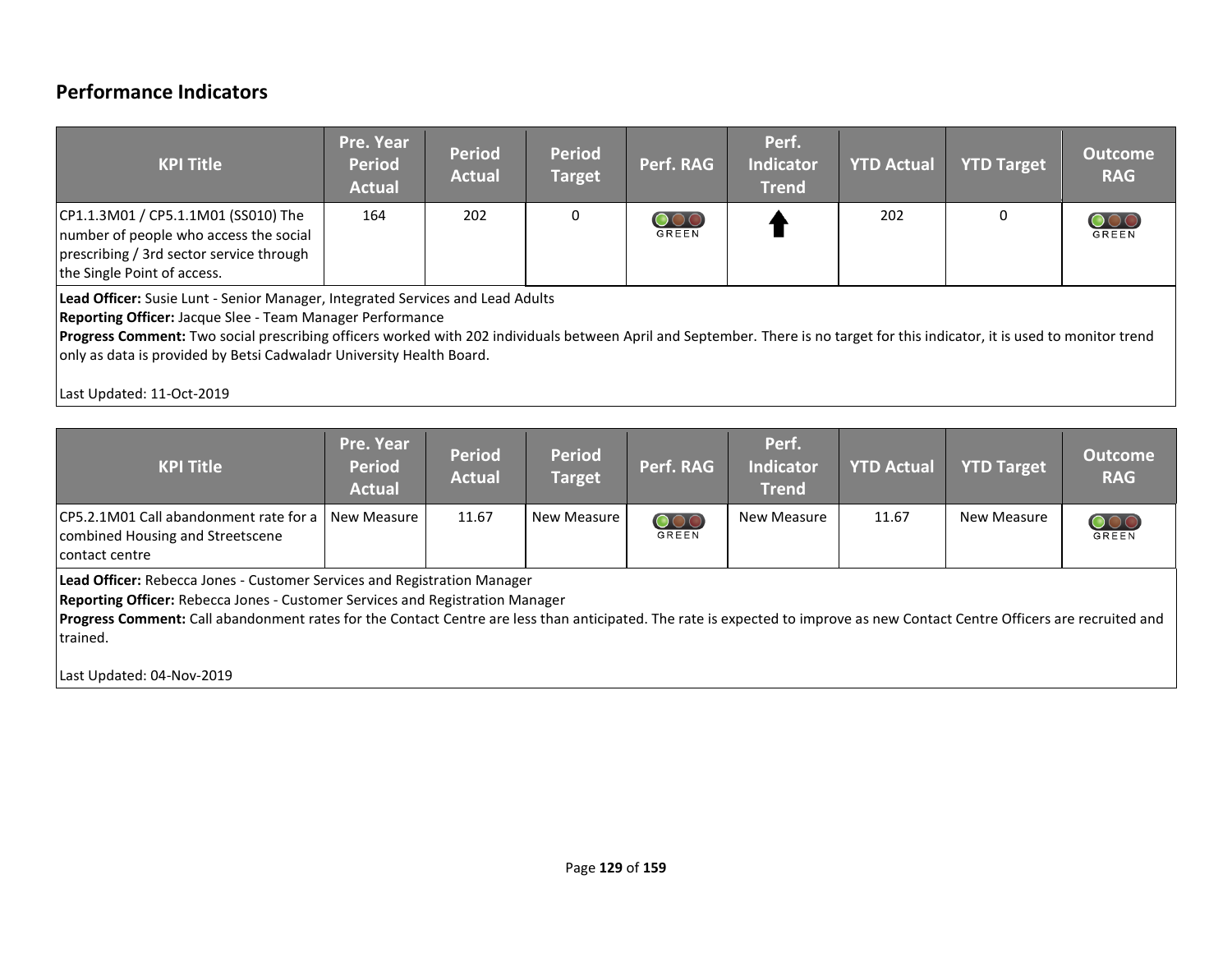## Performance Indicators

| KPI Title | Pre. Year Period Actual | Period Actual | Period Target | Perf. RAG | Perf. Indicator Trend | YTD Actual | YTD Target | Outcome RAG |
|---|---|---|---|---|---|---|---|---|
| CP1.1.3M01 / CP5.1.1M01 (SS010) The number of people who access the social prescribing / 3rd sector service through the Single Point of access. | 164 | 202 | 0 | GREEN | ⬆ | 202 | 0 | GREEN |

**Lead Officer:** Susie Lunt - Senior Manager, Integrated Services and Lead Adults
**Reporting Officer:** Jacque Slee - Team Manager Performance
**Progress Comment:** Two social prescribing officers worked with 202 individuals between April and September. There is no target for this indicator, it is used to monitor trend only as data is provided by Betsi Cadwaladr University Health Board.

Last Updated: 11-Oct-2019

| KPI Title | Pre. Year Period Actual | Period Actual | Period Target | Perf. RAG | Perf. Indicator Trend | YTD Actual | YTD Target | Outcome RAG |
|---|---|---|---|---|---|---|---|---|
| CP5.2.1M01 Call abandonment rate for a combined Housing and Streetscene contact centre | New Measure | 11.67 | New Measure | GREEN | New Measure | 11.67 | New Measure | GREEN |

**Lead Officer:** Rebecca Jones - Customer Services and Registration Manager
**Reporting Officer:** Rebecca Jones - Customer Services and Registration Manager
**Progress Comment:** Call abandonment rates for the Contact Centre are less than anticipated. The rate is expected to improve as new Contact Centre Officers are recruited and trained.

Last Updated: 04-Nov-2019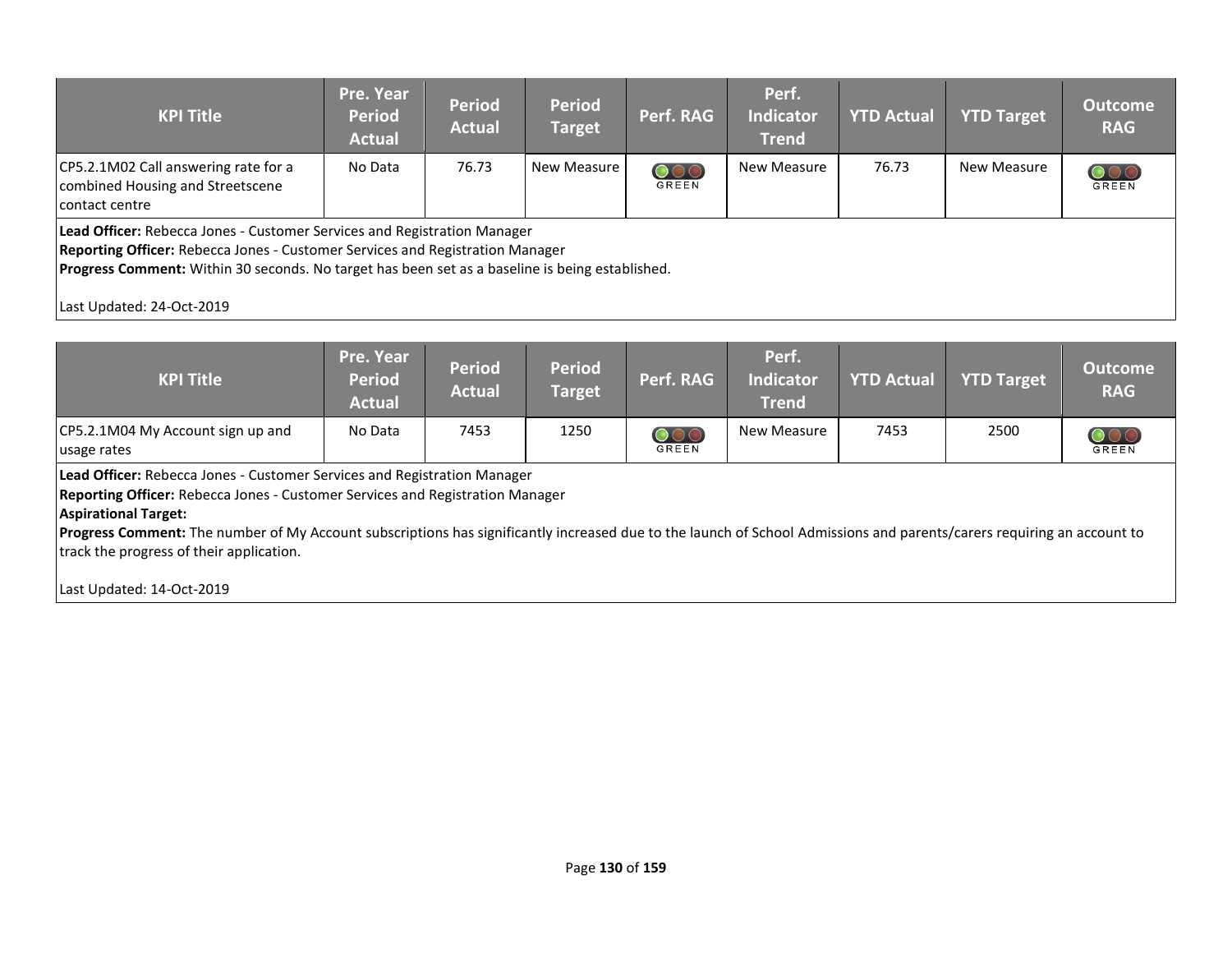| KPI Title | Pre. Year Period Actual | Period Actual | Period Target | Perf. RAG | Perf. Indicator Trend | YTD Actual | YTD Target | Outcome RAG |
|---|---|---|---|---|---|---|---|---|
| CP5.2.1M02 Call answering rate for a combined Housing and Streetscene contact centre | No Data | 76.73 | New Measure | GREEN | New Measure | 76.73 | New Measure | GREEN |

**Lead Officer:** Rebecca Jones - Customer Services and Registration Manager
**Reporting Officer:** Rebecca Jones - Customer Services and Registration Manager
**Progress Comment:** Within 30 seconds. No target has been set as a baseline is being established.

Last Updated: 24-Oct-2019

| KPI Title | Pre. Year Period Actual | Period Actual | Period Target | Perf. RAG | Perf. Indicator Trend | YTD Actual | YTD Target | Outcome RAG |
|---|---|---|---|---|---|---|---|---|
| CP5.2.1M04 My Account sign up and usage rates | No Data | 7453 | 1250 | GREEN | New Measure | 7453 | 2500 | GREEN |

**Lead Officer:** Rebecca Jones - Customer Services and Registration Manager
**Reporting Officer:** Rebecca Jones - Customer Services and Registration Manager
**Aspirational Target:**
**Progress Comment:** The number of My Account subscriptions has significantly increased due to the launch of School Admissions and parents/carers requiring an account to track the progress of their application.

Last Updated: 14-Oct-2019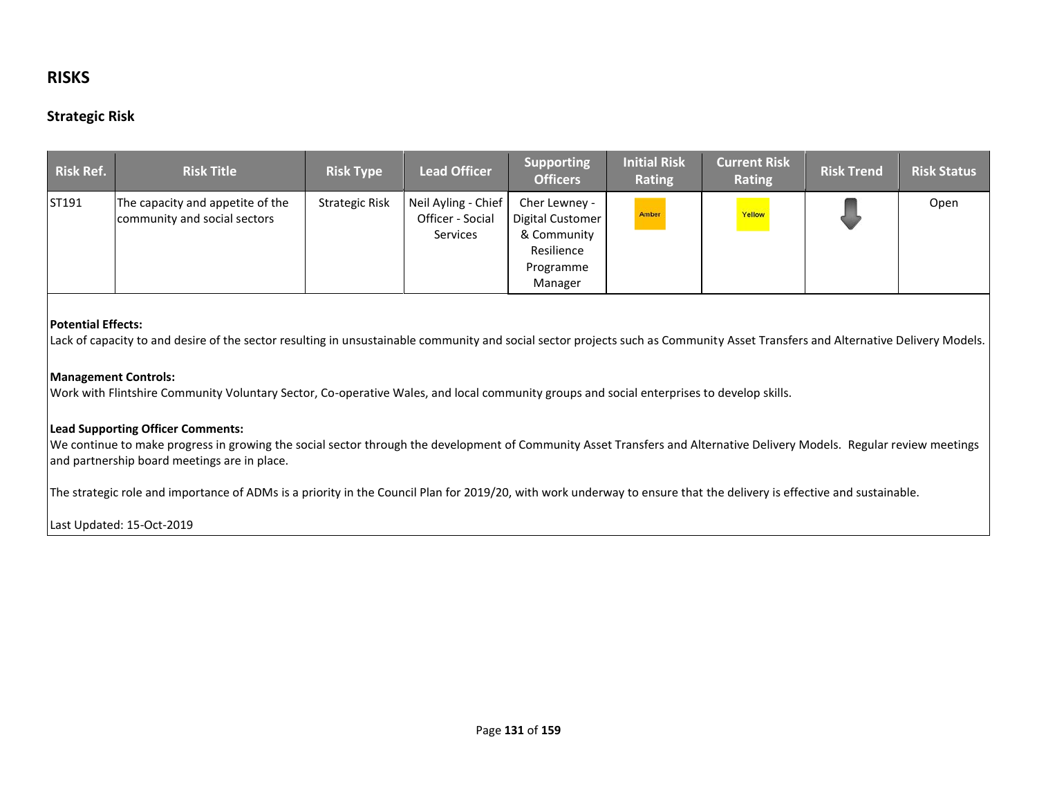## RISKS

### Strategic Risk

| Risk Ref. | Risk Title | Risk Type | Lead Officer | Supporting Officers | Initial Risk Rating | Current Risk Rating | Risk Trend | Risk Status |
|---|---|---|---|---|---|---|---|---|
| ST191 | The capacity and appetite of the community and social sectors | Strategic Risk | Neil Ayling - Chief Officer - Social Services | Cher Lewney - Digital Customer & Community Resilience Programme Manager | Amber | Yellow | ↓ | Open |

**Potential Effects:**
Lack of capacity to and desire of the sector resulting in unsustainable community and social sector projects such as Community Asset Transfers and Alternative Delivery Models.

**Management Controls:**
Work with Flintshire Community Voluntary Sector, Co-operative Wales, and local community groups and social enterprises to develop skills.

**Lead Supporting Officer Comments:**
We continue to make progress in growing the social sector through the development of Community Asset Transfers and Alternative Delivery Models. Regular review meetings and partnership board meetings are in place.

The strategic role and importance of ADMs is a priority in the Council Plan for 2019/20, with work underway to ensure that the delivery is effective and sustainable.

Last Updated: 15-Oct-2019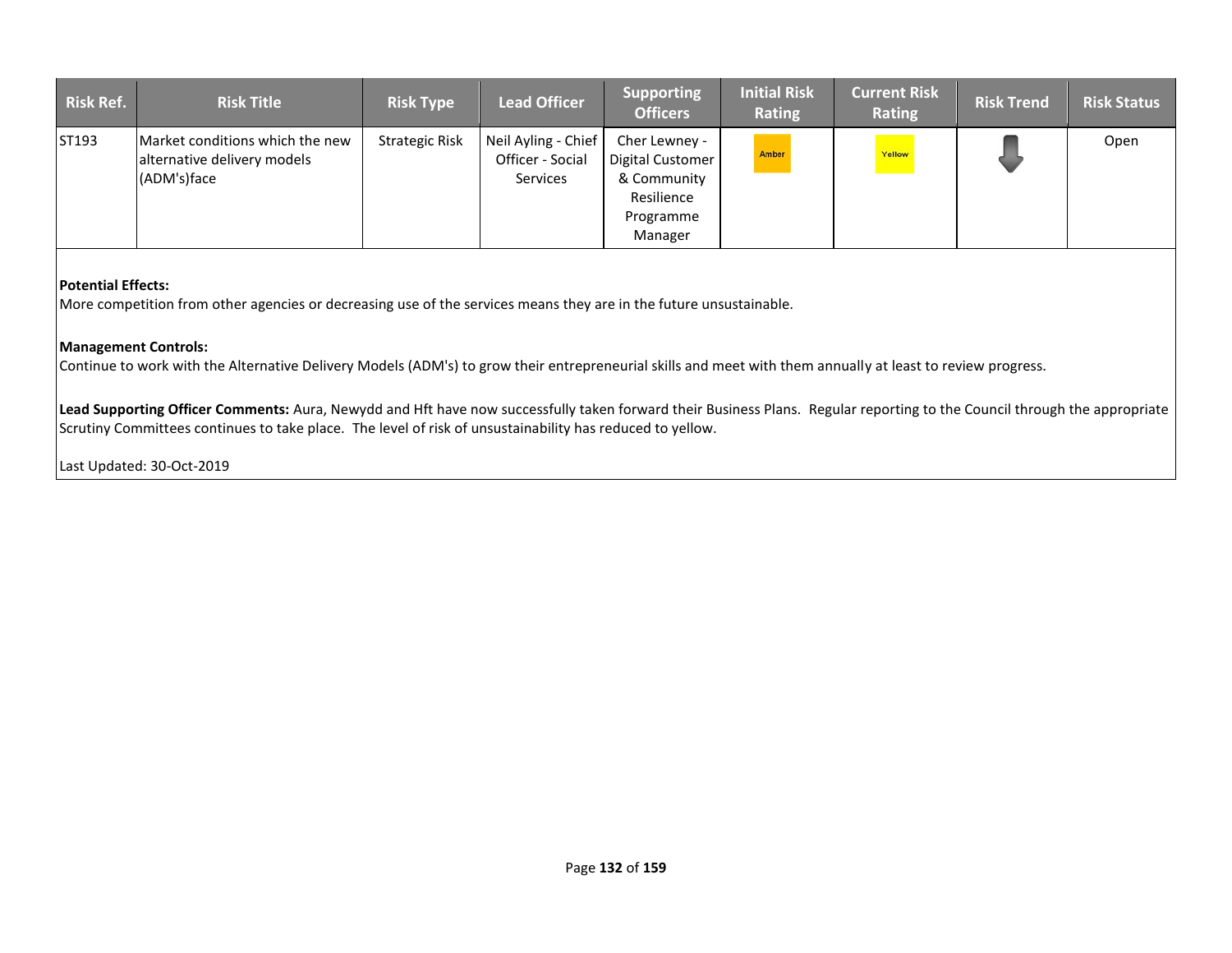| Risk Ref. | Risk Title | Risk Type | Lead Officer | Supporting Officers | Initial Risk Rating | Current Risk Rating | Risk Trend | Risk Status |
|---|---|---|---|---|---|---|---|---|
| ST193 | Market conditions which the new alternative delivery models (ADM's)face | Strategic Risk | Neil Ayling - Chief Officer - Social Services | Cher Lewney - Digital Customer & Community Resilience Programme Manager | Amber | Yellow | ↓ | Open |

**Potential Effects:**
More competition from other agencies or decreasing use of the services means they are in the future unsustainable.

**Management Controls:**
Continue to work with the Alternative Delivery Models (ADM's) to grow their entrepreneurial skills and meet with them annually at least to review progress.

**Lead Supporting Officer Comments:** Aura, Newydd and Hft have now successfully taken forward their Business Plans. Regular reporting to the Council through the appropriate Scrutiny Committees continues to take place. The level of risk of unsustainability has reduced to yellow.

Last Updated: 30-Oct-2019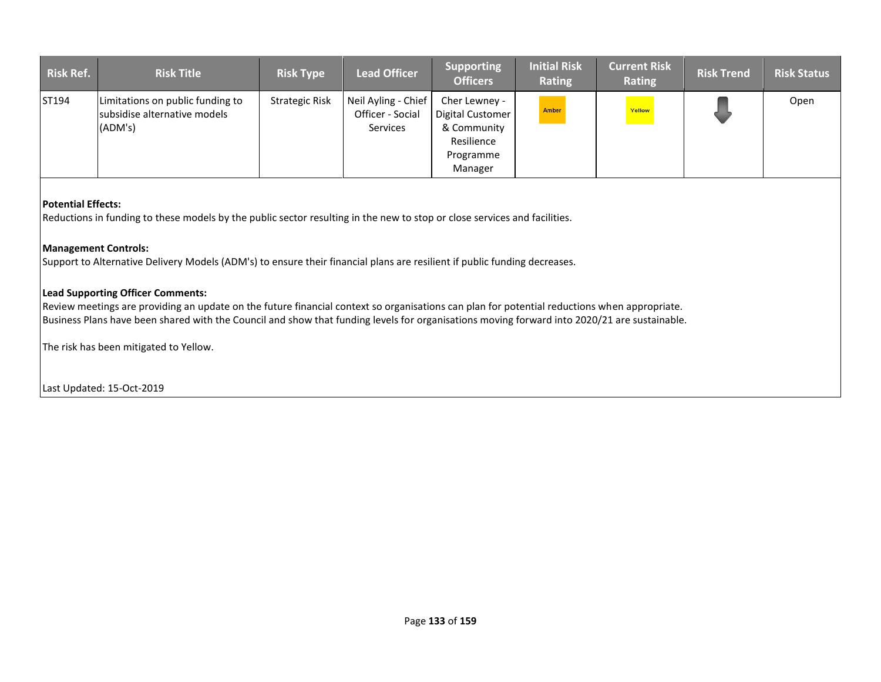| Risk Ref. | Risk Title | Risk Type | Lead Officer | Supporting Officers | Initial Risk Rating | Current Risk Rating | Risk Trend | Risk Status |
|---|---|---|---|---|---|---|---|---|
| ST194 | Limitations on public funding to subsidise alternative models (ADM's) | Strategic Risk | Neil Ayling - Chief Officer - Social Services | Cher Lewney - Digital Customer & Community Resilience Programme Manager | Amber | Yellow | ⬇ | Open |

**Potential Effects:**
Reductions in funding to these models by the public sector resulting in the new to stop or close services and facilities.

**Management Controls:**
Support to Alternative Delivery Models (ADM's) to ensure their financial plans are resilient if public funding decreases.

**Lead Supporting Officer Comments:**
Review meetings are providing an update on the future financial context so organisations can plan for potential reductions when appropriate.
Business Plans have been shared with the Council and show that funding levels for organisations moving forward into 2020/21 are sustainable.

The risk has been mitigated to Yellow.

Last Updated: 15-Oct-2019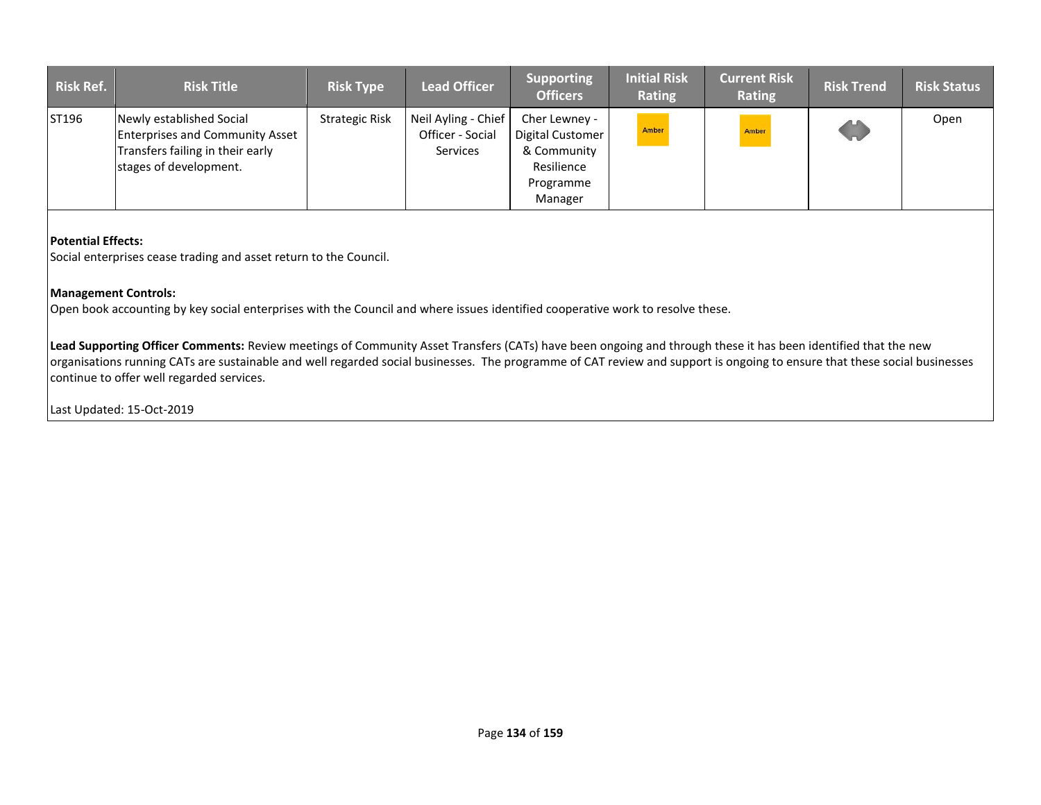| Risk Ref. | Risk Title | Risk Type | Lead Officer | Supporting Officers | Initial Risk Rating | Current Risk Rating | Risk Trend | Risk Status |
|---|---|---|---|---|---|---|---|---|
| ST196 | Newly established Social Enterprises and Community Asset Transfers failing in their early stages of development. | Strategic Risk | Neil Ayling - Chief Officer - Social Services | Cher Lewney - Digital Customer & Community Resilience Programme Manager | Amber | Amber | | Open |

**Potential Effects:**
Social enterprises cease trading and asset return to the Council.

**Management Controls:**
Open book accounting by key social enterprises with the Council and where issues identified cooperative work to resolve these.

**Lead Supporting Officer Comments:** Review meetings of Community Asset Transfers (CATs) have been ongoing and through these it has been identified that the new organisations running CATs are sustainable and well regarded social businesses. The programme of CAT review and support is ongoing to ensure that these social businesses continue to offer well regarded services.

Last Updated: 15-Oct-2019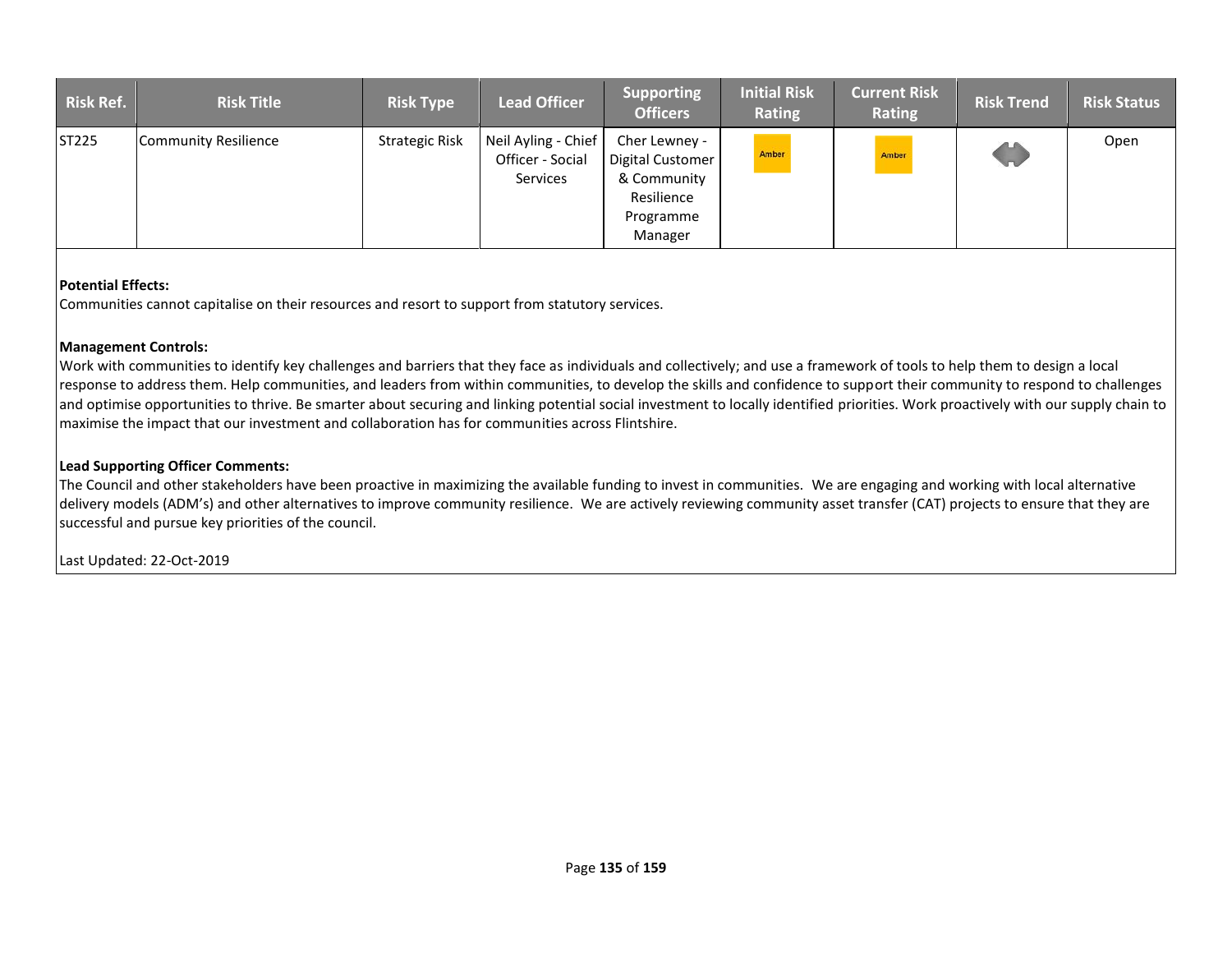| Risk Ref. | Risk Title | Risk Type | Lead Officer | Supporting Officers | Initial Risk Rating | Current Risk Rating | Risk Trend | Risk Status |
|---|---|---|---|---|---|---|---|---|
| ST225 | Community Resilience | Strategic Risk | Neil Ayling - Chief Officer - Social Services | Cher Lewney - Digital Customer & Community Resilience Programme Manager | Amber | Amber | | Open |

**Potential Effects:**
Communities cannot capitalise on their resources and resort to support from statutory services.

**Management Controls:**
Work with communities to identify key challenges and barriers that they face as individuals and collectively; and use a framework of tools to help them to design a local response to address them. Help communities, and leaders from within communities, to develop the skills and confidence to support their community to respond to challenges and optimise opportunities to thrive. Be smarter about securing and linking potential social investment to locally identified priorities. Work proactively with our supply chain to maximise the impact that our investment and collaboration has for communities across Flintshire.

**Lead Supporting Officer Comments:**
The Council and other stakeholders have been proactive in maximizing the available funding to invest in communities. We are engaging and working with local alternative delivery models (ADM's) and other alternatives to improve community resilience. We are actively reviewing community asset transfer (CAT) projects to ensure that they are successful and pursue key priorities of the council.

Last Updated: 22-Oct-2019